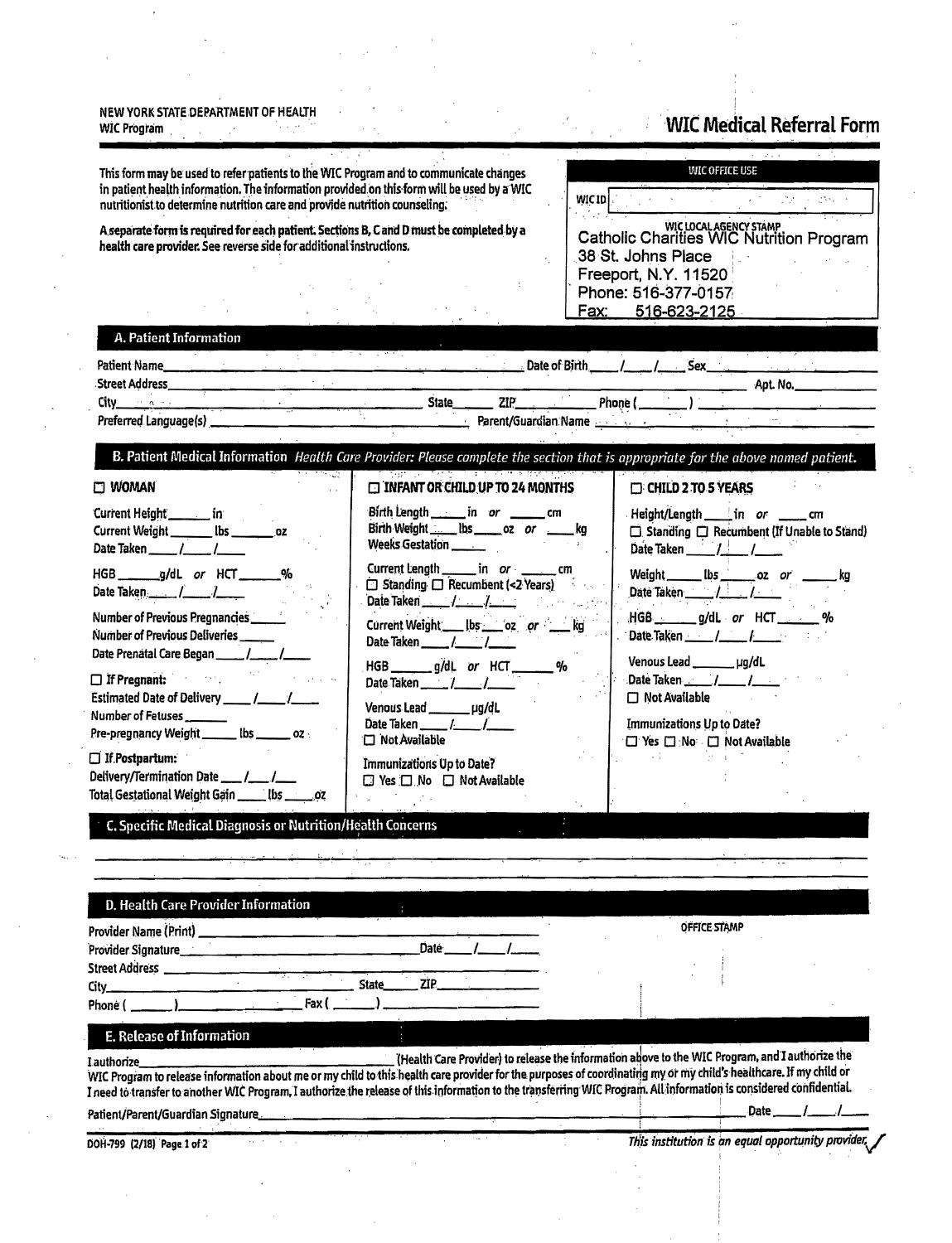NEW YORK STATE DEPARTMENT OF HEALTH
WIC Program

# WIC Medical Referral Form

This form may be used to refer patients to the WIC Program and to communicate changes in patient health information. The information provided on this form will be used by a WIC nutritionist to determine nutrition care and provide nutrition counseling.

**A separate form is required for each patient. Sections B, C and D must be completed by a health care provider. See reverse side for additional instructions.**

**WIC OFFICE USE**

WIC ID ______________________

WIC LOCAL AGENCY STAMP
Catholic Charities WIC Nutrition Program
38 St. Johns Place
Freeport, N.Y. 11520
Phone: 516-377-0157
Fax: 516-623-2125

## A. Patient Information

Patient Name ______________________ Date of Birth ____/____/____ Sex ________

Street Address ______________________ Apt. No. ________

City ____________ State ______ ZIP ______ Phone (______) ____________

Preferred Language(s) ______________________ Parent/Guardian Name ______________________

## B. Patient Medical Information *Health Care Provider: Please complete the section that is appropriate for the above named patient.*

**☐ WOMAN**

Current Height ______ in
Current Weight ______ lbs ______ oz
Date Taken ____/____/____

HGB ______ g/dL *or* HCT ______ %
Date Taken ____/____/____

Number of Previous Pregnancies ______
Number of Previous Deliveries ______
Date Prenatal Care Began ____/____/____

☐ **If Pregnant:**
Estimated Date of Delivery ____/____/____
Number of Fetuses ______
Pre-pregnancy Weight ______ lbs ______ oz

☐ **If Postpartum:**
Delivery/Termination Date ____/____/____
Total Gestational Weight Gain ____ lbs ____ oz

**☐ INFANT OR CHILD UP TO 24 MONTHS**

Birth Length ______ in *or* ______ cm
Birth Weight ____ lbs ____ oz *or* ____ kg
Weeks Gestation ______

Current Length ______ in *or* ______ cm
☐ Standing ☐ Recumbent (<2 Years)
Date Taken ____/____/____

Current Weight ____ lbs ____ oz *or* ____ kg
Date Taken ____/____/____

HGB ______ g/dL *or* HCT ______ %
Date Taken ____/____/____

Venous Lead ______ µg/dL
Date Taken ____/____/____
☐ Not Available

Immunizations Up to Date?
☐ Yes ☐ No ☐ Not Available

**☐ CHILD 2 TO 5 YEARS**

Height/Length ____ in *or* ____ cm
☐ Standing ☐ Recumbent (If Unable to Stand)
Date Taken ____/____/____

Weight ______ lbs ______ oz *or* ______ kg
Date Taken ____/____/____

HGB ______ g/dL *or* HCT ______ %
Date Taken ____/____/____

Venous Lead ______ µg/dL
Date Taken ____/____/____
☐ Not Available

Immunizations Up to Date?
☐ Yes ☐ No ☐ Not Available

## C. Specific Medical Diagnosis or Nutrition/Health Concerns

______________________________________________________________________

______________________________________________________________________

## D. Health Care Provider Information

Provider Name (Print) ______________________

Provider Signature ______________________ Date ____/____/____

Street Address ______________________

City ____________ State ______ ZIP ______

Phone (______) ____________ Fax (______) ____________

OFFICE STAMP

## E. Release of Information

I authorize ______________________ (Health Care Provider) to release the information above to the WIC Program, and I authorize the WIC Program to release information about me or my child to this health care provider for the purposes of coordinating my or my child's healthcare. If my child or I need to transfer to another WIC Program, I authorize the release of this information to the transferring WIC Program. All information is considered confidential.

Patient/Parent/Guardian Signature ______________________ Date ____/____/____

DOH-799 (2/18)

*This institution is an equal opportunity provider.*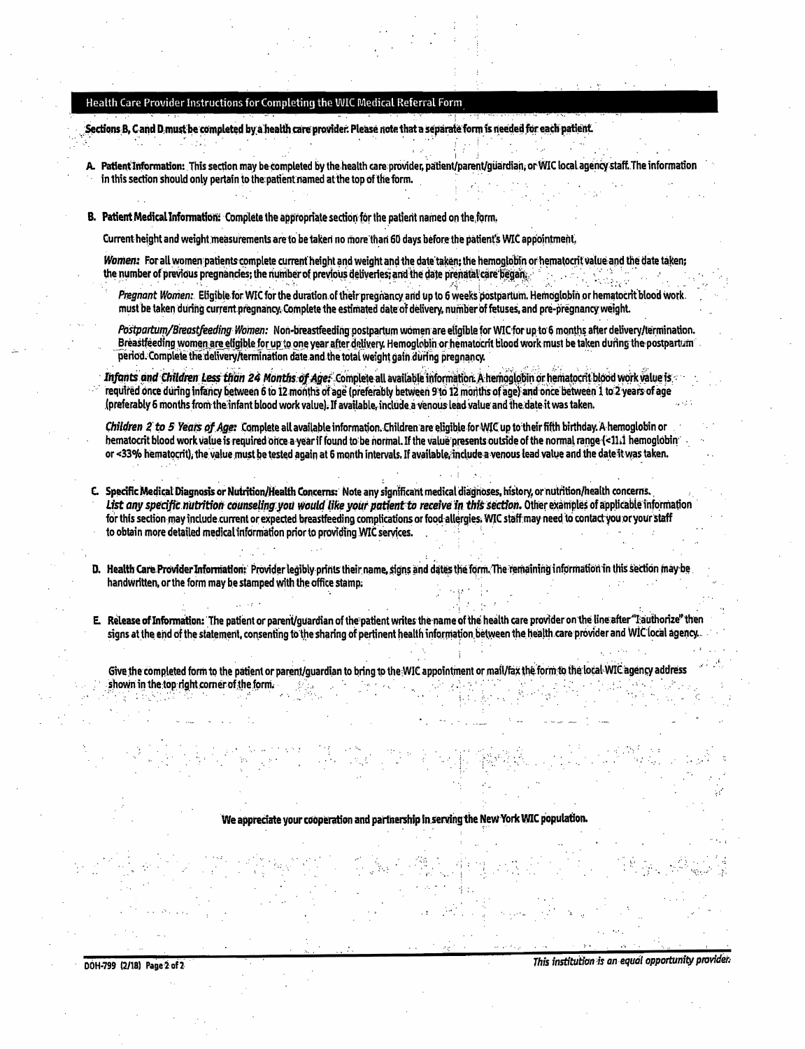## Health Care Provider Instructions for Completing the WIC Medical Referral Form

**Sections B, C and D must be completed by a health care provider. Please note that a separate form is needed for each patient.**

**A. Patient Information:** This section may be completed by the health care provider, patient/parent/guardian, or WIC local agency staff. The information in this section should only pertain to the patient named at the top of the form.

**B. Patient Medical Information:** Complete the appropriate section for the patient named on the form.

Current height and weight measurements are to be taken no more than 60 days before the patient's WIC appointment.

***Women:*** For all women patients complete current height and weight and the date taken; the hemoglobin or hematocrit value and the date taken; the number of previous pregnancies; the number of previous deliveries; and the date prenatal care began.

*Pregnant Women:* Eligible for WIC for the duration of their pregnancy and up to 6 weeks postpartum. Hemoglobin or hematocrit blood work must be taken during current pregnancy. Complete the estimated date of delivery, number of fetuses, and pre-pregnancy weight.

*Postpartum/Breastfeeding Women:* Non-breastfeeding postpartum women are eligible for WIC for up to 6 months after delivery/termination. Breastfeeding women are eligible for up to one year after delivery. Hemoglobin or hematocrit blood work must be taken during the postpartum period. Complete the delivery/termination date and the total weight gain during pregnancy.

***Infants and Children Less than 24 Months of Age:*** Complete all available information. A hemoglobin or hematocrit blood work value is required once during infancy between 6 to 12 months of age (preferably between 9 to 12 months of age) and once between 1 to 2 years of age (preferably 6 months from the infant blood work value). If available, include a venous lead value and the date it was taken.

***Children 2 to 5 Years of Age:*** Complete all available information. Children are eligible for WIC up to their fifth birthday. A hemoglobin or hematocrit blood work value is required once a year if found to be normal. If the value presents outside of the normal range (<11.1 hemoglobin or <33% hematocrit), the value must be tested again at 6 month intervals. If available, include a venous lead value and the date it was taken.

**C. Specific Medical Diagnosis or Nutrition/Health Concerns:** Note any significant medical diagnoses, history, or nutrition/health concerns. ***List any specific nutrition counseling you would like your patient to receive in this section.*** Other examples of applicable information for this section may include current or expected breastfeeding complications or food allergies. WIC staff may need to contact you or your staff to obtain more detailed medical information prior to providing WIC services.

**D. Health Care Provider Information:** Provider legibly prints their name, signs and dates the form. The remaining information in this section may be handwritten, or the form may be stamped with the office stamp.

**E. Release of Information:** The patient or parent/guardian of the patient writes the name of the health care provider on the line after "I authorize" then signs at the end of the statement, consenting to the sharing of pertinent health information between the health care provider and WIC local agency.

Give the completed form to the patient or parent/guardian to bring to the WIC appointment or mail/fax the form to the local WIC agency address shown in the top right corner of the form.

**We appreciate your cooperation and partnership in serving the New York WIC population.**

DOH-799 (2/18)

*This institution is an equal opportunity provider.*